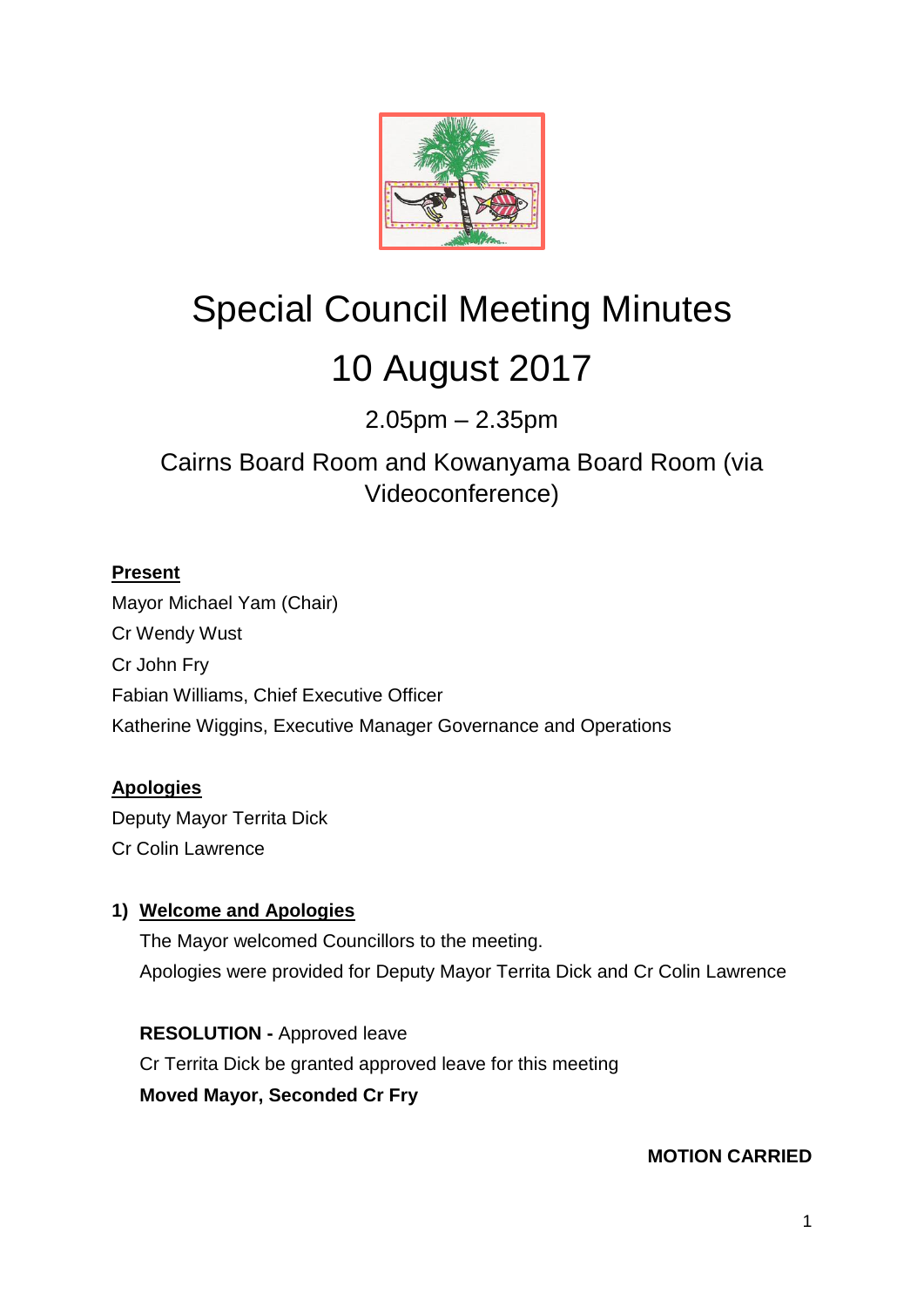# Special Council Meeting Minutes

# 10 August 2017

2.05pm – 2.35pm

Cairns Board Room and Kowanyama Board Room (via Videoconference)

**Present**

Mayor Michael Yam (Chair)

Cr Wendy Wust

Cr John Fry

Fabian Williams, Chief Executive Officer

Katherine Wiggins, Executive Manager Governance and Operations

**Apologies**

Deputy Mayor Territa Dick

Cr Colin Lawrence

## 1) Welcome and Apologies

The Mayor welcomed Councillors to the meeting.

Apologies were provided for Deputy Mayor Territa Dick and Cr Colin Lawrence

**RESOLUTION -** Approved leave

Cr Territa Dick be granted approved leave for this meeting

**Moved Mayor, Seconded Cr Fry**

**MOTION CARRIED**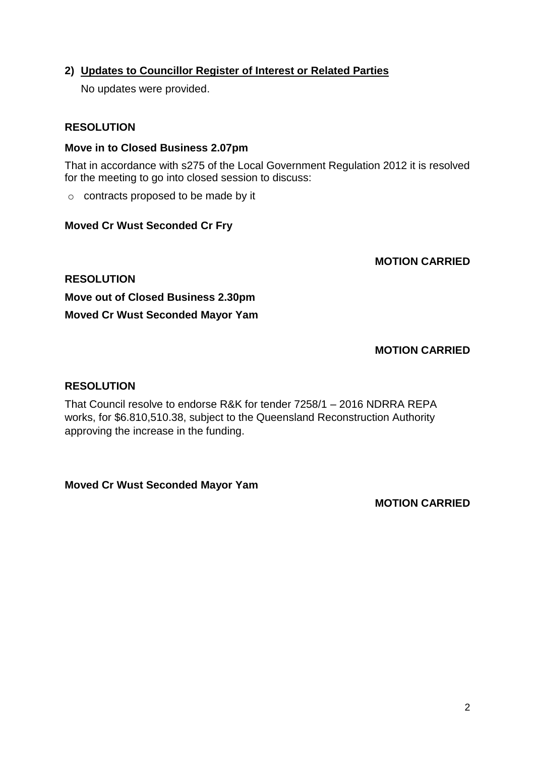## 2) Updates to Councillor Register of Interest or Related Parties

No updates were provided.

**RESOLUTION**

**Move in to Closed Business 2.07pm**

That in accordance with s275 of the Local Government Regulation 2012 it is resolved for the meeting to go into closed session to discuss:

- contracts proposed to be made by it

**Moved Cr Wust Seconded Cr Fry**

**MOTION CARRIED**

**RESOLUTION**

**Move out of Closed Business 2.30pm**

**Moved Cr Wust Seconded Mayor Yam**

**MOTION CARRIED**

**RESOLUTION**

That Council resolve to endorse R&K for tender 7258/1 – 2016 NDRRA REPA works, for $6.810,510.38, subject to the Queensland Reconstruction Authority approving the increase in the funding.

**Moved Cr Wust Seconded Mayor Yam**

**MOTION CARRIED**